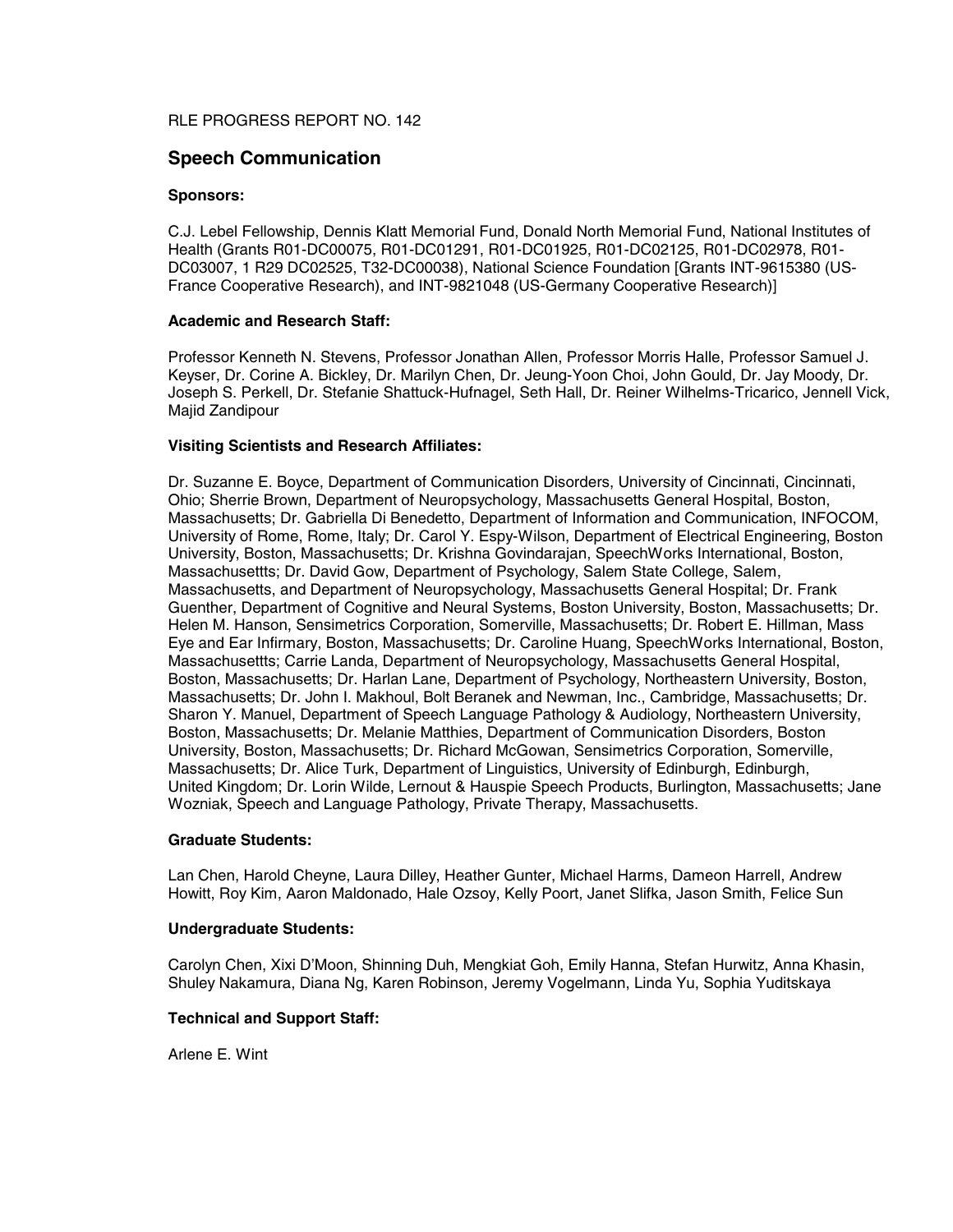RLE PROGRESS REPORT NO. 142

# Speech Communication

### Sponsors:

C.J. Lebel Fellowship, Dennis Klatt Memorial Fund, Donald North Memorial Fund, National Institutes of Health (Grants R01-DC00075, R01-DC01291, R01-DC01925, R01-DC02125, R01-DC02978, R01-DC03007, 1 R29 DC02525, T32-DC00038), National Science Foundation [Grants INT-9615380 (US-France Cooperative Research), and INT-9821048 (US-Germany Cooperative Research)]

### Academic and Research Staff:

Professor Kenneth N. Stevens, Professor Jonathan Allen, Professor Morris Halle, Professor Samuel J. Keyser, Dr. Corine A. Bickley, Dr. Marilyn Chen, Dr. Jeung-Yoon Choi, John Gould, Dr. Jay Moody, Dr. Joseph S. Perkell, Dr. Stefanie Shattuck-Hufnagel, Seth Hall, Dr. Reiner Wilhelms-Tricarico, Jennell Vick, Majid Zandipour

### Visiting Scientists and Research Affiliates:

Dr. Suzanne E. Boyce, Department of Communication Disorders, University of Cincinnati, Cincinnati, Ohio; Sherrie Brown, Department of Neuropsychology, Massachusetts General Hospital, Boston, Massachusetts; Dr. Gabriella Di Benedetto, Department of Information and Communication, INFOCOM, University of Rome, Rome, Italy; Dr. Carol Y. Espy-Wilson, Department of Electrical Engineering, Boston University, Boston, Massachusetts; Dr. Krishna Govindarajan, SpeechWorks International, Boston, Massachusettts; Dr. David Gow, Department of Psychology, Salem State College, Salem, Massachusetts, and Department of Neuropsychology, Massachusetts General Hospital; Dr. Frank Guenther, Department of Cognitive and Neural Systems, Boston University, Boston, Massachusetts; Dr. Helen M. Hanson, Sensimetrics Corporation, Somerville, Massachusetts; Dr. Robert E. Hillman, Mass Eye and Ear Infirmary, Boston, Massachusetts; Dr. Caroline Huang, SpeechWorks International, Boston, Massachusettts; Carrie Landa, Department of Neuropsychology, Massachusetts General Hospital, Boston, Massachusetts; Dr. Harlan Lane, Department of Psychology, Northeastern University, Boston, Massachusetts; Dr. John I. Makhoul, Bolt Beranek and Newman, Inc., Cambridge, Massachusetts; Dr. Sharon Y. Manuel, Department of Speech Language Pathology & Audiology, Northeastern University, Boston, Massachusetts; Dr. Melanie Matthies, Department of Communication Disorders, Boston University, Boston, Massachusetts; Dr. Richard McGowan, Sensimetrics Corporation, Somerville, Massachusetts; Dr. Alice Turk, Department of Linguistics, University of Edinburgh, Edinburgh, United Kingdom; Dr. Lorin Wilde, Lernout & Hauspie Speech Products, Burlington, Massachusetts; Jane Wozniak, Speech and Language Pathology, Private Therapy, Massachusetts.

### Graduate Students:

Lan Chen, Harold Cheyne, Laura Dilley, Heather Gunter, Michael Harms, Dameon Harrell, Andrew Howitt, Roy Kim, Aaron Maldonado, Hale Ozsoy, Kelly Poort, Janet Slifka, Jason Smith, Felice Sun

### Undergraduate Students:

Carolyn Chen, Xixi D'Moon, Shinning Duh, Mengkiat Goh, Emily Hanna, Stefan Hurwitz, Anna Khasin, Shuley Nakamura, Diana Ng, Karen Robinson, Jeremy Vogelmann, Linda Yu, Sophia Yuditskaya

### Technical and Support Staff:

Arlene E. Wint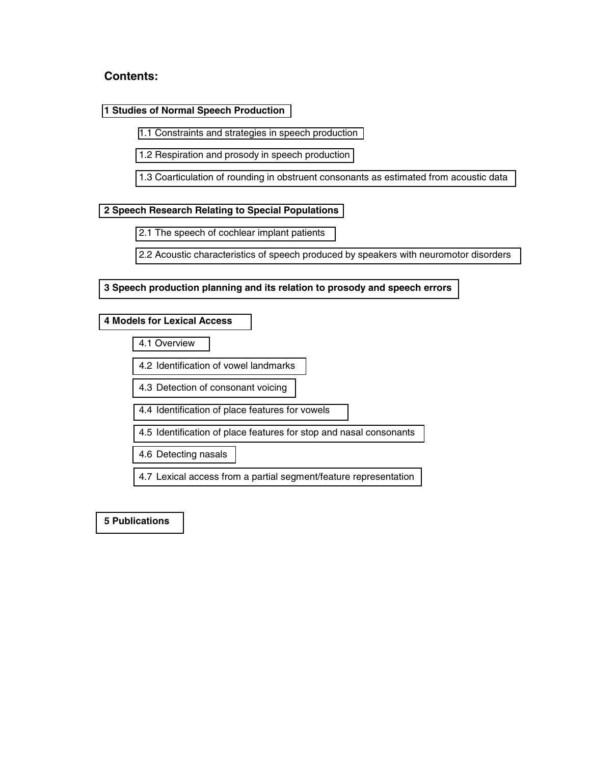## Contents:

**1 Studies of Normal Speech Production**

- 1.1 Constraints and strategies in speech production
- 1.2 Respiration and prosody in speech production
- 1.3 Coarticulation of rounding in obstruent consonants as estimated from acoustic data

**2 Speech Research Relating to Special Populations**

- 2.1 The speech of cochlear implant patients
- 2.2 Acoustic characteristics of speech produced by speakers with neuromotor disorders

**3 Speech production planning and its relation to prosody and speech errors**

**4 Models for Lexical Access**

- 4.1 Overview
- 4.2 Identification of vowel landmarks
- 4.3 Detection of consonant voicing
- 4.4 Identification of place features for vowels
- 4.5 Identification of place features for stop and nasal consonants
- 4.6 Detecting nasals
- 4.7 Lexical access from a partial segment/feature representation

**5 Publications**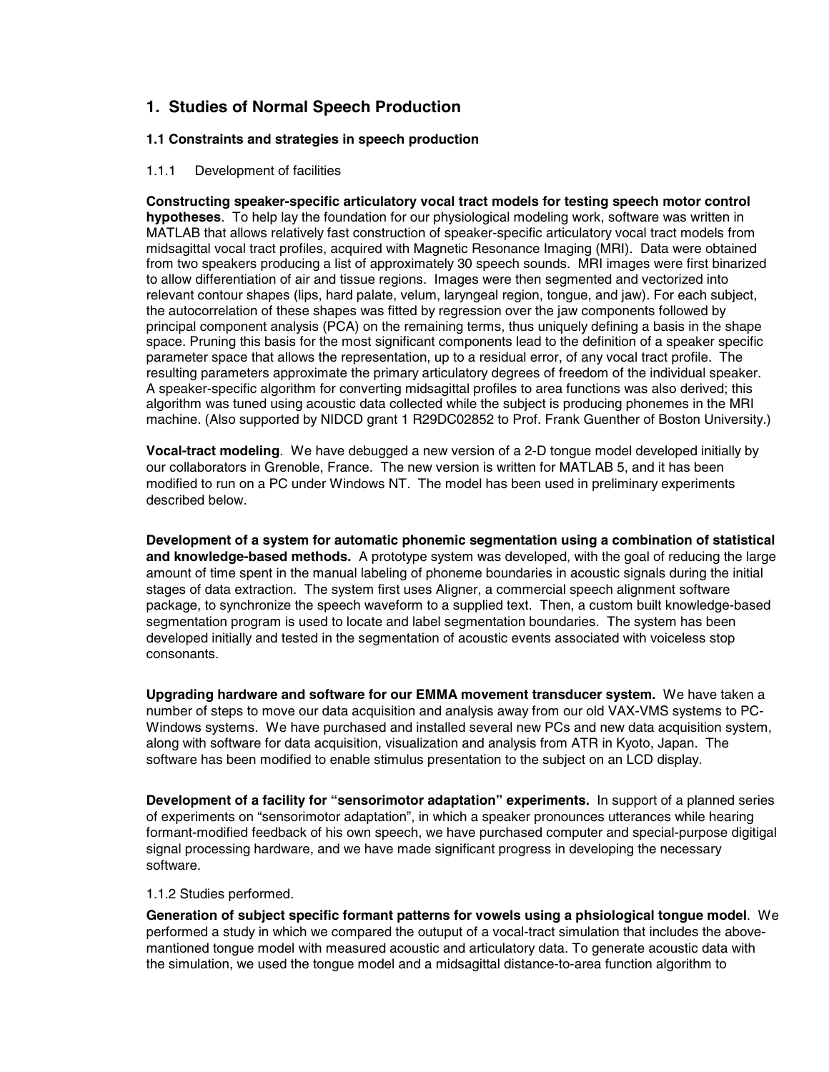## 1. Studies of Normal Speech Production

### 1.1 Constraints and strategies in speech production

1.1.1 Development of facilities

**Constructing speaker-specific articulatory vocal tract models for testing speech motor control hypotheses**. To help lay the foundation for our physiological modeling work, software was written in MATLAB that allows relatively fast construction of speaker-specific articulatory vocal tract models from midsagittal vocal tract profiles, acquired with Magnetic Resonance Imaging (MRI). Data were obtained from two speakers producing a list of approximately 30 speech sounds. MRI images were first binarized to allow differentiation of air and tissue regions. Images were then segmented and vectorized into relevant contour shapes (lips, hard palate, velum, laryngeal region, tongue, and jaw). For each subject, the autocorrelation of these shapes was fitted by regression over the jaw components followed by principal component analysis (PCA) on the remaining terms, thus uniquely defining a basis in the shape space. Pruning this basis for the most significant components lead to the definition of a speaker specific parameter space that allows the representation, up to a residual error, of any vocal tract profile. The resulting parameters approximate the primary articulatory degrees of freedom of the individual speaker. A speaker-specific algorithm for converting midsagittal profiles to area functions was also derived; this algorithm was tuned using acoustic data collected while the subject is producing phonemes in the MRI machine. (Also supported by NIDCD grant 1 R29DC02852 to Prof. Frank Guenther of Boston University.)

**Vocal-tract modeling**. We have debugged a new version of a 2-D tongue model developed initially by our collaborators in Grenoble, France. The new version is written for MATLAB 5, and it has been modified to run on a PC under Windows NT. The model has been used in preliminary experiments described below.

**Development of a system for automatic phonemic segmentation using a combination of statistical and knowledge-based methods.** A prototype system was developed, with the goal of reducing the large amount of time spent in the manual labeling of phoneme boundaries in acoustic signals during the initial stages of data extraction. The system first uses Aligner, a commercial speech alignment software package, to synchronize the speech waveform to a supplied text. Then, a custom built knowledge-based segmentation program is used to locate and label segmentation boundaries. The system has been developed initially and tested in the segmentation of acoustic events associated with voiceless stop consonants.

**Upgrading hardware and software for our EMMA movement transducer system.** We have taken a number of steps to move our data acquisition and analysis away from our old VAX-VMS systems to PC-Windows systems. We have purchased and installed several new PCs and new data acquisition system, along with software for data acquisition, visualization and analysis from ATR in Kyoto, Japan. The software has been modified to enable stimulus presentation to the subject on an LCD display.

**Development of a facility for "sensorimotor adaptation" experiments.** In support of a planned series of experiments on "sensorimotor adaptation", in which a speaker pronounces utterances while hearing formant-modified feedback of his own speech, we have purchased computer and special-purpose digitigal signal processing hardware, and we have made significant progress in developing the necessary software.

1.1.2 Studies performed.

**Generation of subject specific formant patterns for vowels using a phsiological tongue model**. We performed a study in which we compared the outuput of a vocal-tract simulation that includes the above-mantioned tongue model with measured acoustic and articulatory data. To generate acoustic data with the simulation, we used the tongue model and a midsagittal distance-to-area function algorithm to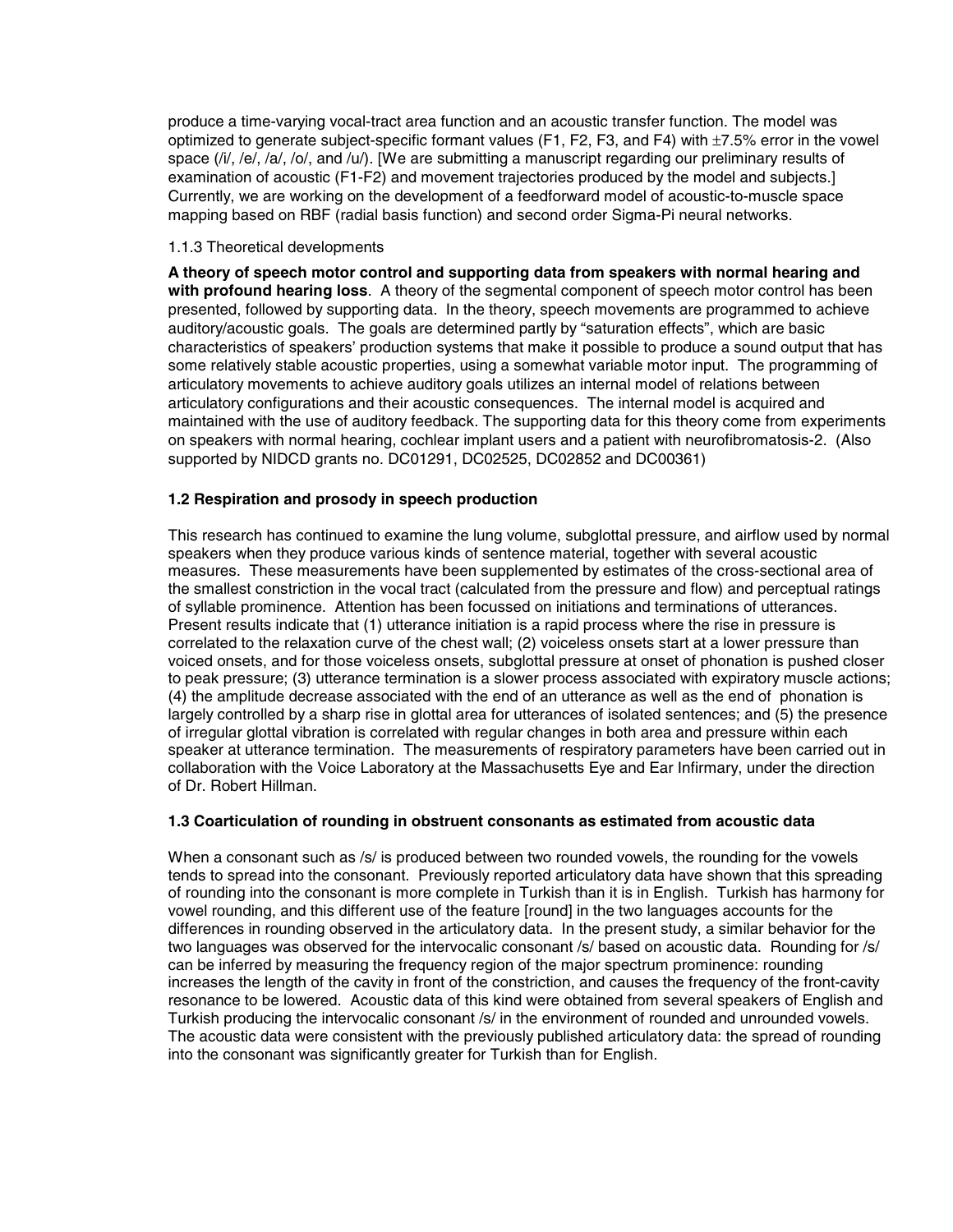produce a time-varying vocal-tract area function and an acoustic transfer function. The model was optimized to generate subject-specific formant values (F1, F2, F3, and F4) with ±7.5% error in the vowel space (/i/, /e/, /a/, /o/, and /u/). [We are submitting a manuscript regarding our preliminary results of examination of acoustic (F1-F2) and movement trajectories produced by the model and subjects.] Currently, we are working on the development of a feedforward model of acoustic-to-muscle space mapping based on RBF (radial basis function) and second order Sigma-Pi neural networks.

#### 1.1.3 Theoretical developments

**A theory of speech motor control and supporting data from speakers with normal hearing and with profound hearing loss**. A theory of the segmental component of speech motor control has been presented, followed by supporting data. In the theory, speech movements are programmed to achieve auditory/acoustic goals. The goals are determined partly by "saturation effects", which are basic characteristics of speakers' production systems that make it possible to produce a sound output that has some relatively stable acoustic properties, using a somewhat variable motor input. The programming of articulatory movements to achieve auditory goals utilizes an internal model of relations between articulatory configurations and their acoustic consequences. The internal model is acquired and maintained with the use of auditory feedback. The supporting data for this theory come from experiments on speakers with normal hearing, cochlear implant users and a patient with neurofibromatosis-2. (Also supported by NIDCD grants no. DC01291, DC02525, DC02852 and DC00361)

### 1.2 Respiration and prosody in speech production

This research has continued to examine the lung volume, subglottal pressure, and airflow used by normal speakers when they produce various kinds of sentence material, together with several acoustic measures. These measurements have been supplemented by estimates of the cross-sectional area of the smallest constriction in the vocal tract (calculated from the pressure and flow) and perceptual ratings of syllable prominence. Attention has been focussed on initiations and terminations of utterances. Present results indicate that (1) utterance initiation is a rapid process where the rise in pressure is correlated to the relaxation curve of the chest wall; (2) voiceless onsets start at a lower pressure than voiced onsets, and for those voiceless onsets, subglottal pressure at onset of phonation is pushed closer to peak pressure; (3) utterance termination is a slower process associated with expiratory muscle actions; (4) the amplitude decrease associated with the end of an utterance as well as the end of phonation is largely controlled by a sharp rise in glottal area for utterances of isolated sentences; and (5) the presence of irregular glottal vibration is correlated with regular changes in both area and pressure within each speaker at utterance termination. The measurements of respiratory parameters have been carried out in collaboration with the Voice Laboratory at the Massachusetts Eye and Ear Infirmary, under the direction of Dr. Robert Hillman.

### 1.3 Coarticulation of rounding in obstruent consonants as estimated from acoustic data

When a consonant such as /s/ is produced between two rounded vowels, the rounding for the vowels tends to spread into the consonant. Previously reported articulatory data have shown that this spreading of rounding into the consonant is more complete in Turkish than it is in English. Turkish has harmony for vowel rounding, and this different use of the feature [round] in the two languages accounts for the differences in rounding observed in the articulatory data. In the present study, a similar behavior for the two languages was observed for the intervocalic consonant /s/ based on acoustic data. Rounding for /s/ can be inferred by measuring the frequency region of the major spectrum prominence: rounding increases the length of the cavity in front of the constriction, and causes the frequency of the front-cavity resonance to be lowered. Acoustic data of this kind were obtained from several speakers of English and Turkish producing the intervocalic consonant /s/ in the environment of rounded and unrounded vowels. The acoustic data were consistent with the previously published articulatory data: the spread of rounding into the consonant was significantly greater for Turkish than for English.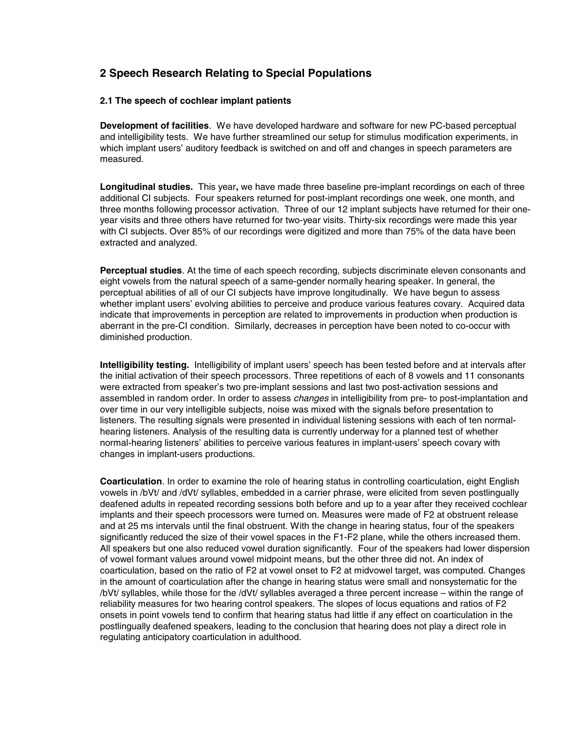## 2 Speech Research Relating to Special Populations

### 2.1 The speech of cochlear implant patients

**Development of facilities**. We have developed hardware and software for new PC-based perceptual and intelligibility tests. We have further streamlined our setup for stimulus modification experiments, in which implant users' auditory feedback is switched on and off and changes in speech parameters are measured.

**Longitudinal studies.** This year**,** we have made three baseline pre-implant recordings on each of three additional CI subjects. Four speakers returned for post-implant recordings one week, one month, and three months following processor activation. Three of our 12 implant subjects have returned for their one-year visits and three others have returned for two-year visits. Thirty-six recordings were made this year with CI subjects. Over 85% of our recordings were digitized and more than 75% of the data have been extracted and analyzed.

**Perceptual studies**. At the time of each speech recording, subjects discriminate eleven consonants and eight vowels from the natural speech of a same-gender normally hearing speaker. In general, the perceptual abilities of all of our CI subjects have improve longitudinally. We have begun to assess whether implant users' evolving abilities to perceive and produce various features covary. Acquired data indicate that improvements in perception are related to improvements in production when production is aberrant in the pre-CI condition. Similarly, decreases in perception have been noted to co-occur with diminished production.

**Intelligibility testing.** Intelligibility of implant users' speech has been tested before and at intervals after the initial activation of their speech processors. Three repetitions of each of 8 vowels and 11 consonants were extracted from speaker's two pre-implant sessions and last two post-activation sessions and assembled in random order. In order to assess *changes* in intelligibility from pre- to post-implantation and over time in our very intelligible subjects, noise was mixed with the signals before presentation to listeners. The resulting signals were presented in individual listening sessions with each of ten normal-hearing listeners. Analysis of the resulting data is currently underway for a planned test of whether normal-hearing listeners' abilities to perceive various features in implant-users' speech covary with changes in implant-users productions.

**Coarticulation**. In order to examine the role of hearing status in controlling coarticulation, eight English vowels in /bVt/ and /dVt/ syllables, embedded in a carrier phrase, were elicited from seven postlingually deafened adults in repeated recording sessions both before and up to a year after they received cochlear implants and their speech processors were turned on. Measures were made of F2 at obstruent release and at 25 ms intervals until the final obstruent. With the change in hearing status, four of the speakers significantly reduced the size of their vowel spaces in the F1-F2 plane, while the others increased them. All speakers but one also reduced vowel duration significantly. Four of the speakers had lower dispersion of vowel formant values around vowel midpoint means, but the other three did not. An index of coarticulation, based on the ratio of F2 at vowel onset to F2 at midvowel target, was computed. Changes in the amount of coarticulation after the change in hearing status were small and nonsystematic for the /bVt/ syllables, while those for the /dVt/ syllables averaged a three percent increase – within the range of reliability measures for two hearing control speakers. The slopes of locus equations and ratios of F2 onsets in point vowels tend to confirm that hearing status had little if any effect on coarticulation in the postlingually deafened speakers, leading to the conclusion that hearing does not play a direct role in regulating anticipatory coarticulation in adulthood.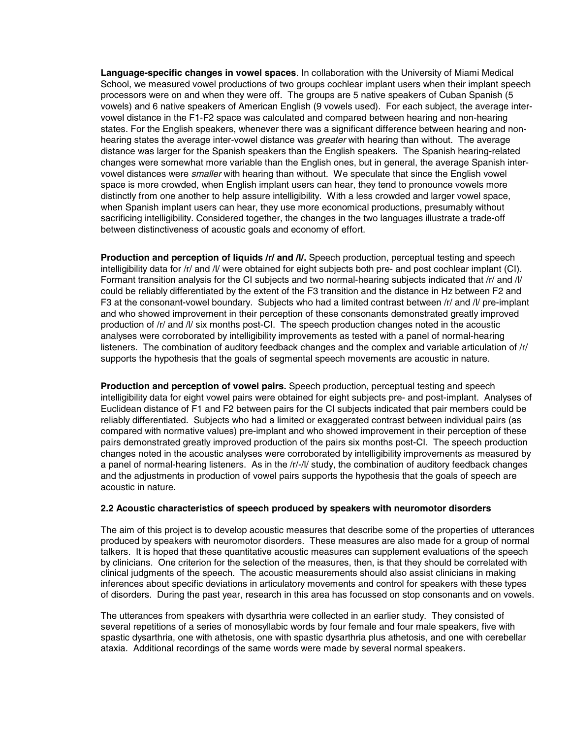**Language-specific changes in vowel spaces**. In collaboration with the University of Miami Medical School, we measured vowel productions of two groups cochlear implant users when their implant speech processors were on and when they were off. The groups are 5 native speakers of Cuban Spanish (5 vowels) and 6 native speakers of American English (9 vowels used). For each subject, the average inter-vowel distance in the F1-F2 space was calculated and compared between hearing and non-hearing states. For the English speakers, whenever there was a significant difference between hearing and non-hearing states the average inter-vowel distance was *greater* with hearing than without. The average distance was larger for the Spanish speakers than the English speakers. The Spanish hearing-related changes were somewhat more variable than the English ones, but in general, the average Spanish inter-vowel distances were *smaller* with hearing than without. We speculate that since the English vowel space is more crowded, when English implant users can hear, they tend to pronounce vowels more distinctly from one another to help assure intelligibility. With a less crowded and larger vowel space, when Spanish implant users can hear, they use more economical productions, presumably without sacrificing intelligibility. Considered together, the changes in the two languages illustrate a trade-off between distinctiveness of acoustic goals and economy of effort.

**Production and perception of liquids /r/ and /l/.** Speech production, perceptual testing and speech intelligibility data for /r/ and /l/ were obtained for eight subjects both pre- and post cochlear implant (CI). Formant transition analysis for the CI subjects and two normal-hearing subjects indicated that /r/ and /l/ could be reliably differentiated by the extent of the F3 transition and the distance in Hz between F2 and F3 at the consonant-vowel boundary. Subjects who had a limited contrast between /r/ and /l/ pre-implant and who showed improvement in their perception of these consonants demonstrated greatly improved production of /r/ and /l/ six months post-CI. The speech production changes noted in the acoustic analyses were corroborated by intelligibility improvements as tested with a panel of normal-hearing listeners. The combination of auditory feedback changes and the complex and variable articulation of /r/ supports the hypothesis that the goals of segmental speech movements are acoustic in nature.

**Production and perception of vowel pairs.** Speech production, perceptual testing and speech intelligibility data for eight vowel pairs were obtained for eight subjects pre- and post-implant. Analyses of Euclidean distance of F1 and F2 between pairs for the CI subjects indicated that pair members could be reliably differentiated. Subjects who had a limited or exaggerated contrast between individual pairs (as compared with normative values) pre-implant and who showed improvement in their perception of these pairs demonstrated greatly improved production of the pairs six months post-CI. The speech production changes noted in the acoustic analyses were corroborated by intelligibility improvements as measured by a panel of normal-hearing listeners. As in the /r/-/l/ study, the combination of auditory feedback changes and the adjustments in production of vowel pairs supports the hypothesis that the goals of speech are acoustic in nature.

### 2.2 Acoustic characteristics of speech produced by speakers with neuromotor disorders

The aim of this project is to develop acoustic measures that describe some of the properties of utterances produced by speakers with neuromotor disorders. These measures are also made for a group of normal talkers. It is hoped that these quantitative acoustic measures can supplement evaluations of the speech by clinicians. One criterion for the selection of the measures, then, is that they should be correlated with clinical judgments of the speech. The acoustic measurements should also assist clinicians in making inferences about specific deviations in articulatory movements and control for speakers with these types of disorders. During the past year, research in this area has focussed on stop consonants and on vowels.

The utterances from speakers with dysarthria were collected in an earlier study. They consisted of several repetitions of a series of monosyllabic words by four female and four male speakers, five with spastic dysarthria, one with athetosis, one with spastic dysarthria plus athetosis, and one with cerebellar ataxia. Additional recordings of the same words were made by several normal speakers.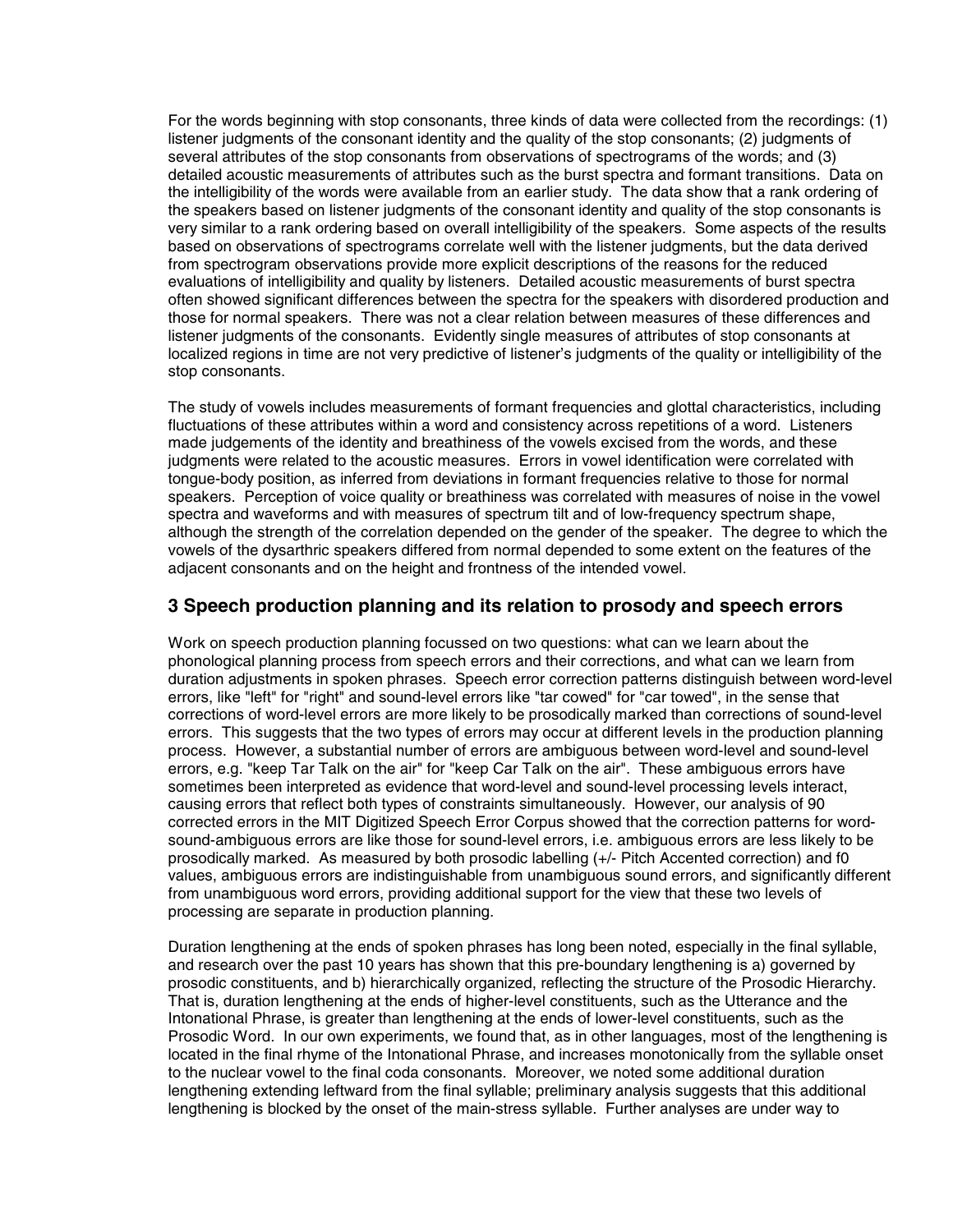For the words beginning with stop consonants, three kinds of data were collected from the recordings: (1) listener judgments of the consonant identity and the quality of the stop consonants; (2) judgments of several attributes of the stop consonants from observations of spectrograms of the words; and (3) detailed acoustic measurements of attributes such as the burst spectra and formant transitions. Data on the intelligibility of the words were available from an earlier study. The data show that a rank ordering of the speakers based on listener judgments of the consonant identity and quality of the stop consonants is very similar to a rank ordering based on overall intelligibility of the speakers. Some aspects of the results based on observations of spectrograms correlate well with the listener judgments, but the data derived from spectrogram observations provide more explicit descriptions of the reasons for the reduced evaluations of intelligibility and quality by listeners. Detailed acoustic measurements of burst spectra often showed significant differences between the spectra for the speakers with disordered production and those for normal speakers. There was not a clear relation between measures of these differences and listener judgments of the consonants. Evidently single measures of attributes of stop consonants at localized regions in time are not very predictive of listener's judgments of the quality or intelligibility of the stop consonants.

The study of vowels includes measurements of formant frequencies and glottal characteristics, including fluctuations of these attributes within a word and consistency across repetitions of a word. Listeners made judgements of the identity and breathiness of the vowels excised from the words, and these judgments were related to the acoustic measures. Errors in vowel identification were correlated with tongue-body position, as inferred from deviations in formant frequencies relative to those for normal speakers. Perception of voice quality or breathiness was correlated with measures of noise in the vowel spectra and waveforms and with measures of spectrum tilt and of low-frequency spectrum shape, although the strength of the correlation depended on the gender of the speaker. The degree to which the vowels of the dysarthric speakers differed from normal depended to some extent on the features of the adjacent consonants and on the height and frontness of the intended vowel.

## 3 Speech production planning and its relation to prosody and speech errors

Work on speech production planning focussed on two questions: what can we learn about the phonological planning process from speech errors and their corrections, and what can we learn from duration adjustments in spoken phrases. Speech error correction patterns distinguish between word-level errors, like "left" for "right" and sound-level errors like "tar cowed" for "car towed", in the sense that corrections of word-level errors are more likely to be prosodically marked than corrections of sound-level errors. This suggests that the two types of errors may occur at different levels in the production planning process. However, a substantial number of errors are ambiguous between word-level and sound-level errors, e.g. "keep Tar Talk on the air" for "keep Car Talk on the air". These ambiguous errors have sometimes been interpreted as evidence that word-level and sound-level processing levels interact, causing errors that reflect both types of constraints simultaneously. However, our analysis of 90 corrected errors in the MIT Digitized Speech Error Corpus showed that the correction patterns for word-sound-ambiguous errors are like those for sound-level errors, i.e. ambiguous errors are less likely to be prosodically marked. As measured by both prosodic labelling (+/- Pitch Accented correction) and f0 values, ambiguous errors are indistinguishable from unambiguous sound errors, and significantly different from unambiguous word errors, providing additional support for the view that these two levels of processing are separate in production planning.

Duration lengthening at the ends of spoken phrases has long been noted, especially in the final syllable, and research over the past 10 years has shown that this pre-boundary lengthening is a) governed by prosodic constituents, and b) hierarchically organized, reflecting the structure of the Prosodic Hierarchy. That is, duration lengthening at the ends of higher-level constituents, such as the Utterance and the Intonational Phrase, is greater than lengthening at the ends of lower-level constituents, such as the Prosodic Word. In our own experiments, we found that, as in other languages, most of the lengthening is located in the final rhyme of the Intonational Phrase, and increases monotonically from the syllable onset to the nuclear vowel to the final coda consonants. Moreover, we noted some additional duration lengthening extending leftward from the final syllable; preliminary analysis suggests that this additional lengthening is blocked by the onset of the main-stress syllable. Further analyses are under way to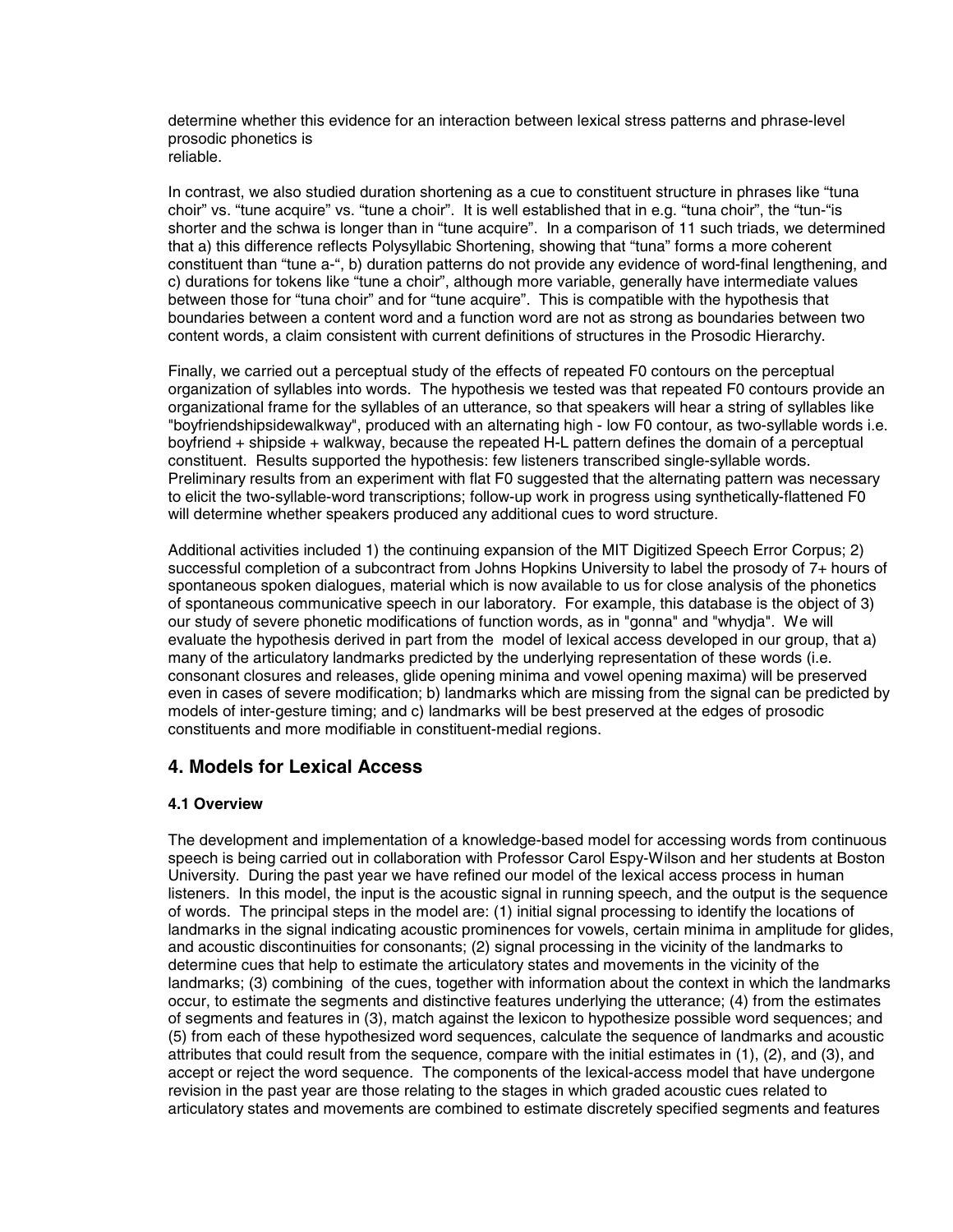determine whether this evidence for an interaction between lexical stress patterns and phrase-level prosodic phonetics is
reliable.

In contrast, we also studied duration shortening as a cue to constituent structure in phrases like "tuna choir" vs. "tune acquire" vs. "tune a choir". It is well established that in e.g. "tuna choir", the "tun-"is shorter and the schwa is longer than in "tune acquire". In a comparison of 11 such triads, we determined that a) this difference reflects Polysyllabic Shortening, showing that "tuna" forms a more coherent constituent than "tune a-", b) duration patterns do not provide any evidence of word-final lengthening, and c) durations for tokens like "tune a choir", although more variable, generally have intermediate values between those for "tuna choir" and for "tune acquire". This is compatible with the hypothesis that boundaries between a content word and a function word are not as strong as boundaries between two content words, a claim consistent with current definitions of structures in the Prosodic Hierarchy.

Finally, we carried out a perceptual study of the effects of repeated F0 contours on the perceptual organization of syllables into words. The hypothesis we tested was that repeated F0 contours provide an organizational frame for the syllables of an utterance, so that speakers will hear a string of syllables like "boyfriendshipsidewalkway", produced with an alternating high - low F0 contour, as two-syllable words i.e. boyfriend + shipside + walkway, because the repeated H-L pattern defines the domain of a perceptual constituent. Results supported the hypothesis: few listeners transcribed single-syllable words. Preliminary results from an experiment with flat F0 suggested that the alternating pattern was necessary to elicit the two-syllable-word transcriptions; follow-up work in progress using synthetically-flattened F0 will determine whether speakers produced any additional cues to word structure.

Additional activities included 1) the continuing expansion of the MIT Digitized Speech Error Corpus; 2) successful completion of a subcontract from Johns Hopkins University to label the prosody of 7+ hours of spontaneous spoken dialogues, material which is now available to us for close analysis of the phonetics of spontaneous communicative speech in our laboratory. For example, this database is the object of 3) our study of severe phonetic modifications of function words, as in "gonna" and "whydja". We will evaluate the hypothesis derived in part from the model of lexical access developed in our group, that a) many of the articulatory landmarks predicted by the underlying representation of these words (i.e. consonant closures and releases, glide opening minima and vowel opening maxima) will be preserved even in cases of severe modification; b) landmarks which are missing from the signal can be predicted by models of inter-gesture timing; and c) landmarks will be best preserved at the edges of prosodic constituents and more modifiable in constituent-medial regions.

## 4. Models for Lexical Access

### 4.1 Overview

The development and implementation of a knowledge-based model for accessing words from continuous speech is being carried out in collaboration with Professor Carol Espy-Wilson and her students at Boston University. During the past year we have refined our model of the lexical access process in human listeners. In this model, the input is the acoustic signal in running speech, and the output is the sequence of words. The principal steps in the model are: (1) initial signal processing to identify the locations of landmarks in the signal indicating acoustic prominences for vowels, certain minima in amplitude for glides, and acoustic discontinuities for consonants; (2) signal processing in the vicinity of the landmarks to determine cues that help to estimate the articulatory states and movements in the vicinity of the landmarks; (3) combining of the cues, together with information about the context in which the landmarks occur, to estimate the segments and distinctive features underlying the utterance; (4) from the estimates of segments and features in (3), match against the lexicon to hypothesize possible word sequences; and (5) from each of these hypothesized word sequences, calculate the sequence of landmarks and acoustic attributes that could result from the sequence, compare with the initial estimates in (1), (2), and (3), and accept or reject the word sequence. The components of the lexical-access model that have undergone revision in the past year are those relating to the stages in which graded acoustic cues related to articulatory states and movements are combined to estimate discretely specified segments and features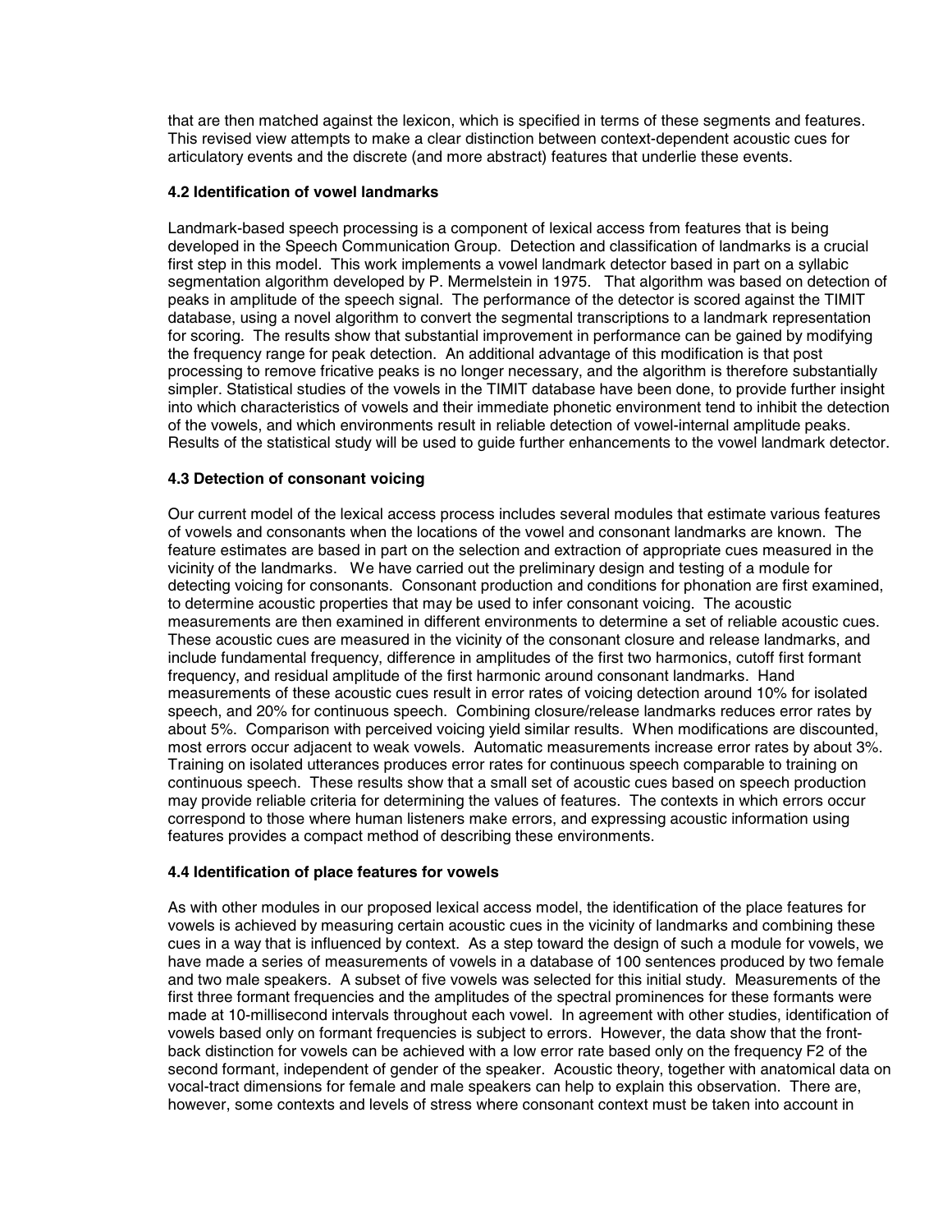that are then matched against the lexicon, which is specified in terms of these segments and features. This revised view attempts to make a clear distinction between context-dependent acoustic cues for articulatory events and the discrete (and more abstract) features that underlie these events.

### 4.2 Identification of vowel landmarks

Landmark-based speech processing is a component of lexical access from features that is being developed in the Speech Communication Group. Detection and classification of landmarks is a crucial first step in this model. This work implements a vowel landmark detector based in part on a syllabic segmentation algorithm developed by P. Mermelstein in 1975. That algorithm was based on detection of peaks in amplitude of the speech signal. The performance of the detector is scored against the TIMIT database, using a novel algorithm to convert the segmental transcriptions to a landmark representation for scoring. The results show that substantial improvement in performance can be gained by modifying the frequency range for peak detection. An additional advantage of this modification is that post processing to remove fricative peaks is no longer necessary, and the algorithm is therefore substantially simpler. Statistical studies of the vowels in the TIMIT database have been done, to provide further insight into which characteristics of vowels and their immediate phonetic environment tend to inhibit the detection of the vowels, and which environments result in reliable detection of vowel-internal amplitude peaks. Results of the statistical study will be used to guide further enhancements to the vowel landmark detector.

### 4.3 Detection of consonant voicing

Our current model of the lexical access process includes several modules that estimate various features of vowels and consonants when the locations of the vowel and consonant landmarks are known. The feature estimates are based in part on the selection and extraction of appropriate cues measured in the vicinity of the landmarks. We have carried out the preliminary design and testing of a module for detecting voicing for consonants. Consonant production and conditions for phonation are first examined, to determine acoustic properties that may be used to infer consonant voicing. The acoustic measurements are then examined in different environments to determine a set of reliable acoustic cues. These acoustic cues are measured in the vicinity of the consonant closure and release landmarks, and include fundamental frequency, difference in amplitudes of the first two harmonics, cutoff first formant frequency, and residual amplitude of the first harmonic around consonant landmarks. Hand measurements of these acoustic cues result in error rates of voicing detection around 10% for isolated speech, and 20% for continuous speech. Combining closure/release landmarks reduces error rates by about 5%. Comparison with perceived voicing yield similar results. When modifications are discounted, most errors occur adjacent to weak vowels. Automatic measurements increase error rates by about 3%. Training on isolated utterances produces error rates for continuous speech comparable to training on continuous speech. These results show that a small set of acoustic cues based on speech production may provide reliable criteria for determining the values of features. The contexts in which errors occur correspond to those where human listeners make errors, and expressing acoustic information using features provides a compact method of describing these environments.

### 4.4 Identification of place features for vowels

As with other modules in our proposed lexical access model, the identification of the place features for vowels is achieved by measuring certain acoustic cues in the vicinity of landmarks and combining these cues in a way that is influenced by context. As a step toward the design of such a module for vowels, we have made a series of measurements of vowels in a database of 100 sentences produced by two female and two male speakers. A subset of five vowels was selected for this initial study. Measurements of the first three formant frequencies and the amplitudes of the spectral prominences for these formants were made at 10-millisecond intervals throughout each vowel. In agreement with other studies, identification of vowels based only on formant frequencies is subject to errors. However, the data show that the front-back distinction for vowels can be achieved with a low error rate based only on the frequency F2 of the second formant, independent of gender of the speaker. Acoustic theory, together with anatomical data on vocal-tract dimensions for female and male speakers can help to explain this observation. There are, however, some contexts and levels of stress where consonant context must be taken into account in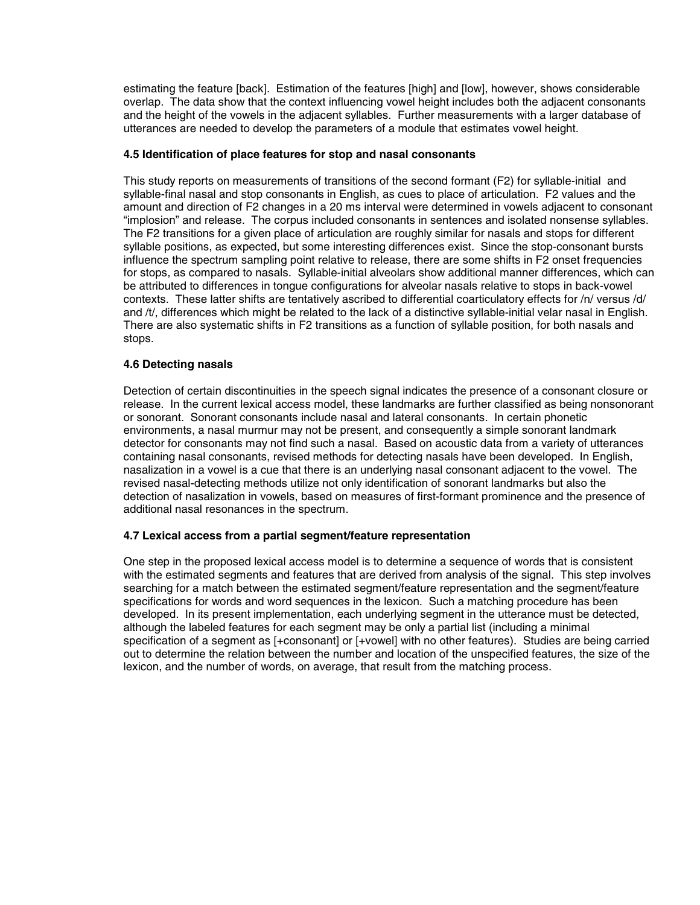estimating the feature [back]. Estimation of the features [high] and [low], however, shows considerable overlap. The data show that the context influencing vowel height includes both the adjacent consonants and the height of the vowels in the adjacent syllables. Further measurements with a larger database of utterances are needed to develop the parameters of a module that estimates vowel height.

### 4.5 Identification of place features for stop and nasal consonants

This study reports on measurements of transitions of the second formant (F2) for syllable-initial and syllable-final nasal and stop consonants in English, as cues to place of articulation. F2 values and the amount and direction of F2 changes in a 20 ms interval were determined in vowels adjacent to consonant "implosion" and release. The corpus included consonants in sentences and isolated nonsense syllables. The F2 transitions for a given place of articulation are roughly similar for nasals and stops for different syllable positions, as expected, but some interesting differences exist. Since the stop-consonant bursts influence the spectrum sampling point relative to release, there are some shifts in F2 onset frequencies for stops, as compared to nasals. Syllable-initial alveolars show additional manner differences, which can be attributed to differences in tongue configurations for alveolar nasals relative to stops in back-vowel contexts. These latter shifts are tentatively ascribed to differential coarticulatory effects for /n/ versus /d/ and /t/, differences which might be related to the lack of a distinctive syllable-initial velar nasal in English. There are also systematic shifts in F2 transitions as a function of syllable position, for both nasals and stops.

### 4.6 Detecting nasals

Detection of certain discontinuities in the speech signal indicates the presence of a consonant closure or release. In the current lexical access model, these landmarks are further classified as being nonsonorant or sonorant. Sonorant consonants include nasal and lateral consonants. In certain phonetic environments, a nasal murmur may not be present, and consequently a simple sonorant landmark detector for consonants may not find such a nasal. Based on acoustic data from a variety of utterances containing nasal consonants, revised methods for detecting nasals have been developed. In English, nasalization in a vowel is a cue that there is an underlying nasal consonant adjacent to the vowel. The revised nasal-detecting methods utilize not only identification of sonorant landmarks but also the detection of nasalization in vowels, based on measures of first-formant prominence and the presence of additional nasal resonances in the spectrum.

### 4.7 Lexical access from a partial segment/feature representation

One step in the proposed lexical access model is to determine a sequence of words that is consistent with the estimated segments and features that are derived from analysis of the signal. This step involves searching for a match between the estimated segment/feature representation and the segment/feature specifications for words and word sequences in the lexicon. Such a matching procedure has been developed. In its present implementation, each underlying segment in the utterance must be detected, although the labeled features for each segment may be only a partial list (including a minimal specification of a segment as [+consonant] or [+vowel] with no other features). Studies are being carried out to determine the relation between the number and location of the unspecified features, the size of the lexicon, and the number of words, on average, that result from the matching process.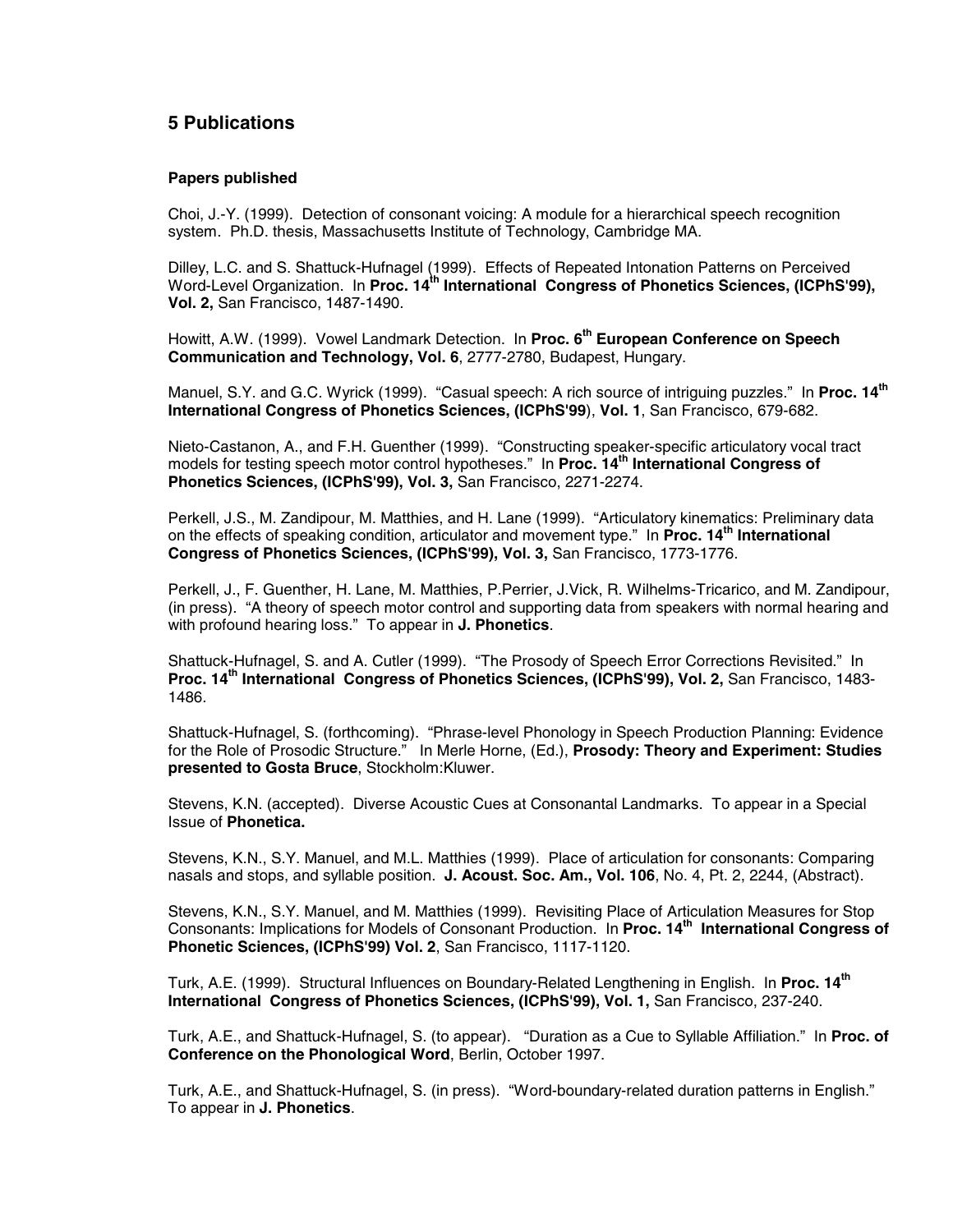## 5 Publications

### Papers published

Choi, J.-Y. (1999). Detection of consonant voicing: A module for a hierarchical speech recognition system. Ph.D. thesis, Massachusetts Institute of Technology, Cambridge MA.

Dilley, L.C. and S. Shattuck-Hufnagel (1999). Effects of Repeated Intonation Patterns on Perceived Word-Level Organization. In **Proc. 14th International Congress of Phonetics Sciences, (ICPhS'99), Vol. 2,** San Francisco, 1487-1490.

Howitt, A.W. (1999). Vowel Landmark Detection. In **Proc. 6th European Conference on Speech Communication and Technology, Vol. 6**, 2777-2780, Budapest, Hungary.

Manuel, S.Y. and G.C. Wyrick (1999). "Casual speech: A rich source of intriguing puzzles." In **Proc. 14th International Congress of Phonetics Sciences, (ICPhS'99**), **Vol. 1**, San Francisco, 679-682.

Nieto-Castanon, A., and F.H. Guenther (1999). "Constructing speaker-specific articulatory vocal tract models for testing speech motor control hypotheses." In **Proc. 14th International Congress of Phonetics Sciences, (ICPhS'99), Vol. 3,** San Francisco, 2271-2274.

Perkell, J.S., M. Zandipour, M. Matthies, and H. Lane (1999). "Articulatory kinematics: Preliminary data on the effects of speaking condition, articulator and movement type." In **Proc. 14th International Congress of Phonetics Sciences, (ICPhS'99), Vol. 3,** San Francisco, 1773-1776.

Perkell, J., F. Guenther, H. Lane, M. Matthies, P.Perrier, J.Vick, R. Wilhelms-Tricarico, and M. Zandipour, (in press). "A theory of speech motor control and supporting data from speakers with normal hearing and with profound hearing loss." To appear in **J. Phonetics**.

Shattuck-Hufnagel, S. and A. Cutler (1999). "The Prosody of Speech Error Corrections Revisited." In **Proc. 14th International Congress of Phonetics Sciences, (ICPhS'99), Vol. 2,** San Francisco, 1483-1486.

Shattuck-Hufnagel, S. (forthcoming). "Phrase-level Phonology in Speech Production Planning: Evidence for the Role of Prosodic Structure." In Merle Horne, (Ed.), **Prosody: Theory and Experiment: Studies presented to Gosta Bruce**, Stockholm:Kluwer.

Stevens, K.N. (accepted). Diverse Acoustic Cues at Consonantal Landmarks. To appear in a Special Issue of **Phonetica.**

Stevens, K.N., S.Y. Manuel, and M.L. Matthies (1999). Place of articulation for consonants: Comparing nasals and stops, and syllable position. **J. Acoust. Soc. Am., Vol. 106**, No. 4, Pt. 2, 2244, (Abstract).

Stevens, K.N., S.Y. Manuel, and M. Matthies (1999). Revisiting Place of Articulation Measures for Stop Consonants: Implications for Models of Consonant Production. In **Proc. 14th International Congress of Phonetic Sciences, (ICPhS'99) Vol. 2**, San Francisco, 1117-1120.

Turk, A.E. (1999). Structural Influences on Boundary-Related Lengthening in English. In **Proc. 14th International Congress of Phonetics Sciences, (ICPhS'99), Vol. 1,** San Francisco, 237-240.

Turk, A.E., and Shattuck-Hufnagel, S. (to appear). "Duration as a Cue to Syllable Affiliation." In **Proc. of Conference on the Phonological Word**, Berlin, October 1997.

Turk, A.E., and Shattuck-Hufnagel, S. (in press). "Word-boundary-related duration patterns in English." To appear in **J. Phonetics**.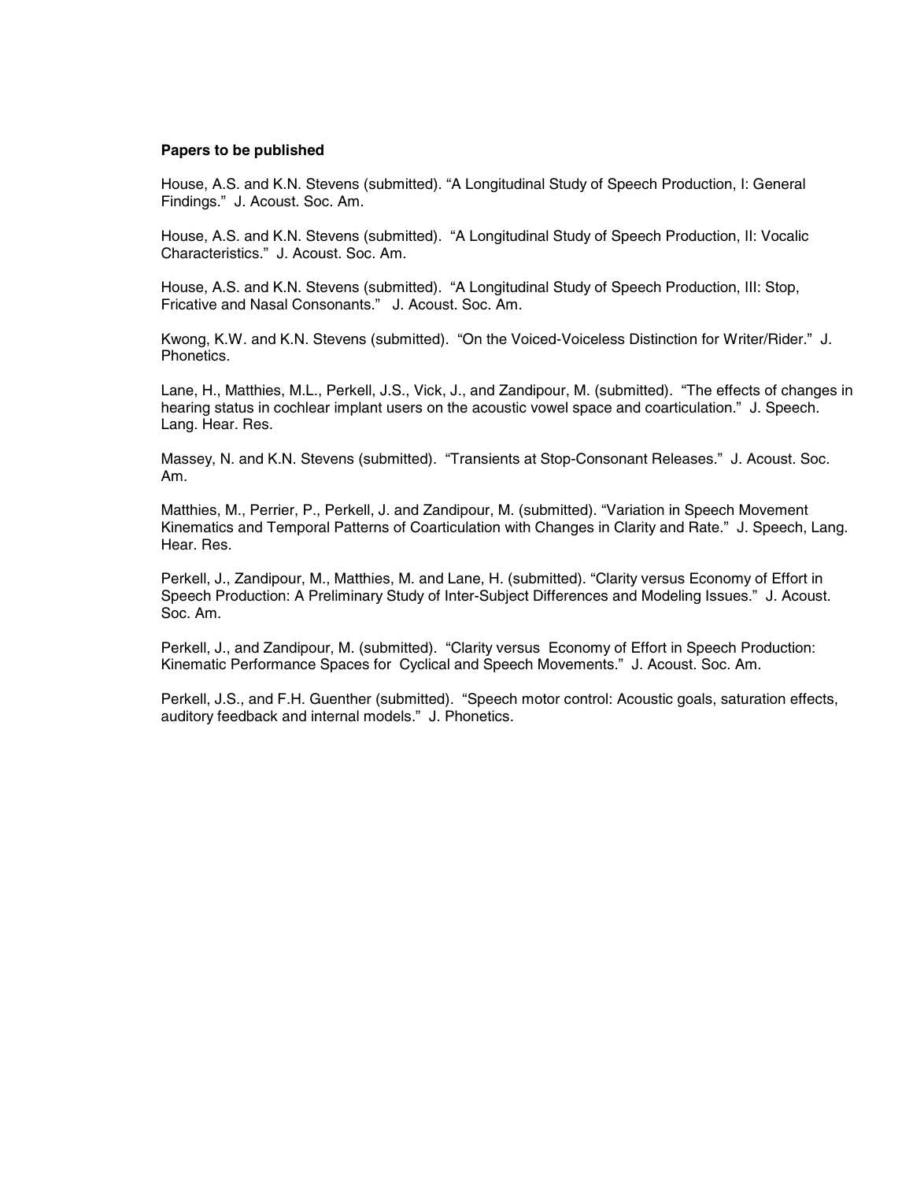**Papers to be published**

House, A.S. and K.N. Stevens (submitted). "A Longitudinal Study of Speech Production, I: General Findings." J. Acoust. Soc. Am.

House, A.S. and K.N. Stevens (submitted). "A Longitudinal Study of Speech Production, II: Vocalic Characteristics." J. Acoust. Soc. Am.

House, A.S. and K.N. Stevens (submitted). "A Longitudinal Study of Speech Production, III: Stop, Fricative and Nasal Consonants." J. Acoust. Soc. Am.

Kwong, K.W. and K.N. Stevens (submitted). "On the Voiced-Voiceless Distinction for Writer/Rider." J. Phonetics.

Lane, H., Matthies, M.L., Perkell, J.S., Vick, J., and Zandipour, M. (submitted). "The effects of changes in hearing status in cochlear implant users on the acoustic vowel space and coarticulation." J. Speech. Lang. Hear. Res.

Massey, N. and K.N. Stevens (submitted). "Transients at Stop-Consonant Releases." J. Acoust. Soc. Am.

Matthies, M., Perrier, P., Perkell, J. and Zandipour, M. (submitted). "Variation in Speech Movement Kinematics and Temporal Patterns of Coarticulation with Changes in Clarity and Rate." J. Speech, Lang. Hear. Res.

Perkell, J., Zandipour, M., Matthies, M. and Lane, H. (submitted). "Clarity versus Economy of Effort in Speech Production: A Preliminary Study of Inter-Subject Differences and Modeling Issues." J. Acoust. Soc. Am.

Perkell, J., and Zandipour, M. (submitted). "Clarity versus Economy of Effort in Speech Production: Kinematic Performance Spaces for Cyclical and Speech Movements." J. Acoust. Soc. Am.

Perkell, J.S., and F.H. Guenther (submitted). "Speech motor control: Acoustic goals, saturation effects, auditory feedback and internal models." J. Phonetics.